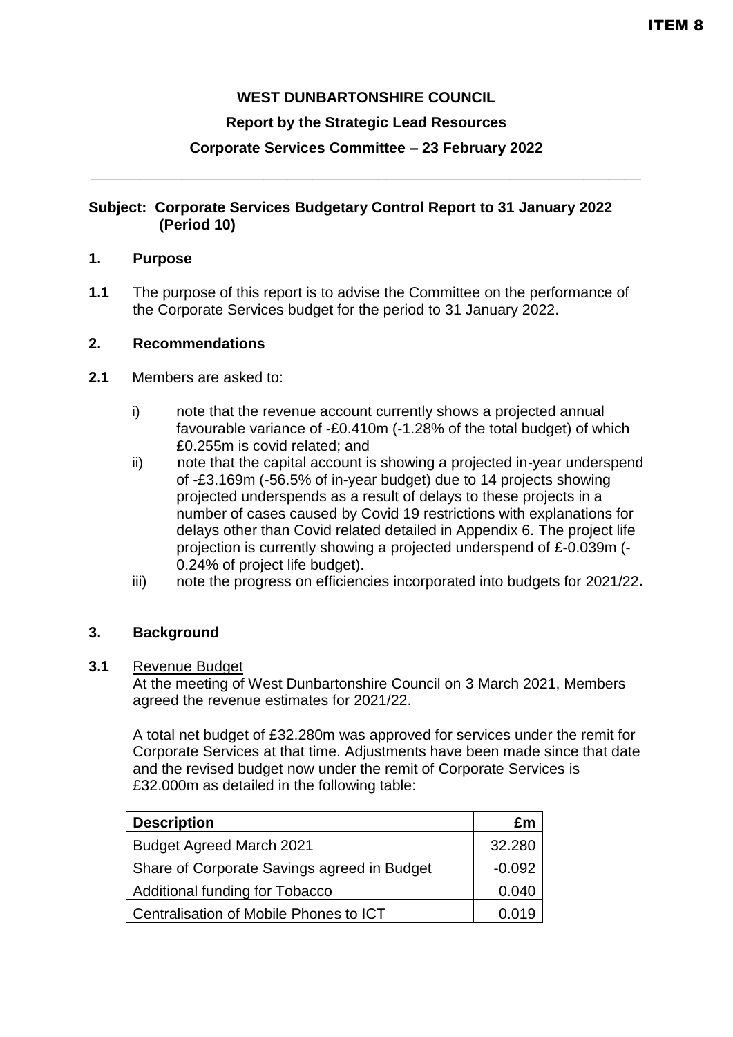ITEM 8

**WEST DUNBARTONSHIRE COUNCIL**

**Report by the Strategic Lead Resources**

**Corporate Services Committee – 23 February 2022**

---

**Subject: Corporate Services Budgetary Control Report to 31 January 2022 (Period 10)**

## 1. Purpose

**1.1** The purpose of this report is to advise the Committee on the performance of the Corporate Services budget for the period to 31 January 2022.

## 2. Recommendations

**2.1** Members are asked to:

i) note that the revenue account currently shows a projected annual favourable variance of -£0.410m (-1.28% of the total budget) of which £0.255m is covid related; and

ii) note that the capital account is showing a projected in-year underspend of -£3.169m (-56.5% of in-year budget) due to 14 projects showing projected underspends as a result of delays to these projects in a number of cases caused by Covid 19 restrictions with explanations for delays other than Covid related detailed in Appendix 6. The project life projection is currently showing a projected underspend of £-0.039m (-0.24% of project life budget).

iii) note the progress on efficiencies incorporated into budgets for 2021/22**.**

## 3. Background

**3.1** Revenue Budget

At the meeting of West Dunbartonshire Council on 3 March 2021, Members agreed the revenue estimates for 2021/22.

A total net budget of £32.280m was approved for services under the remit for Corporate Services at that time. Adjustments have been made since that date and the revised budget now under the remit of Corporate Services is £32.000m as detailed in the following table:

| Description | £m |
|---|---|
| Budget Agreed March 2021 | 32.280 |
| Share of Corporate Savings agreed in Budget | -0.092 |
| Additional funding for Tobacco | 0.040 |
| Centralisation of Mobile Phones to ICT | 0.019 |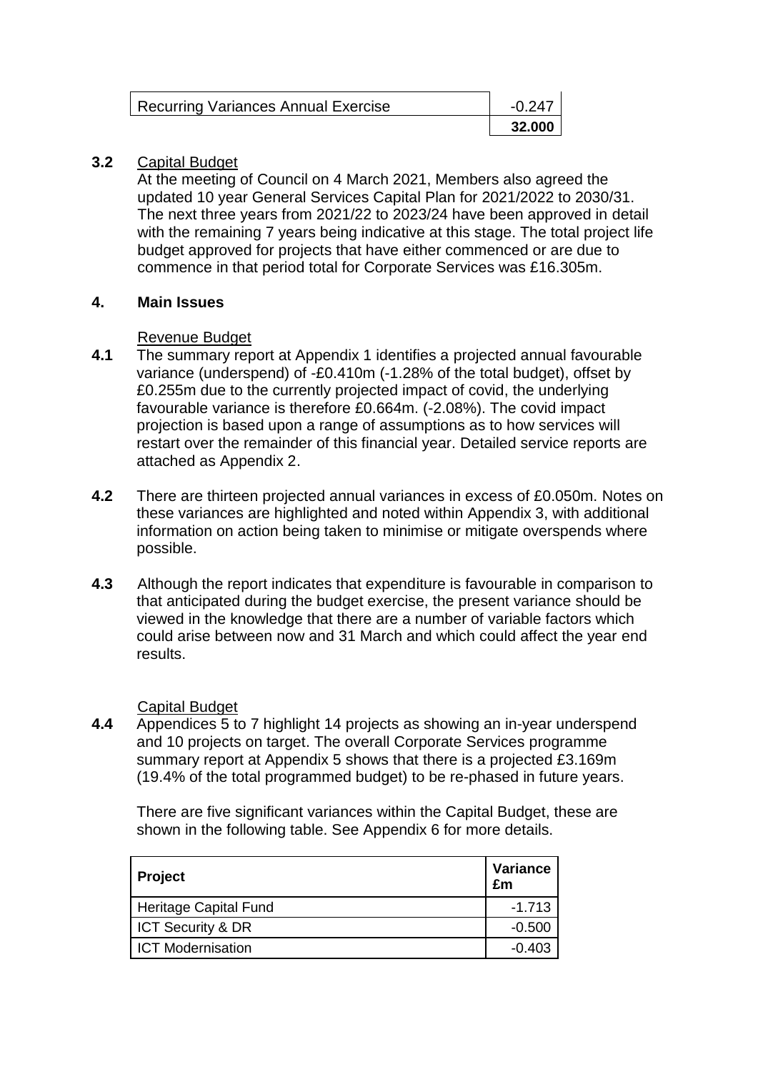| | |
|---|---|
| Recurring Variances Annual Exercise | -0.247 |
| | **32.000** |

**3.2** Capital Budget

At the meeting of Council on 4 March 2021, Members also agreed the updated 10 year General Services Capital Plan for 2021/2022 to 2030/31. The next three years from 2021/22 to 2023/24 have been approved in detail with the remaining 7 years being indicative at this stage. The total project life budget approved for projects that have either commenced or are due to commence in that period total for Corporate Services was £16.305m.

## 4. Main Issues

Revenue Budget

**4.1** The summary report at Appendix 1 identifies a projected annual favourable variance (underspend) of -£0.410m (-1.28% of the total budget), offset by £0.255m due to the currently projected impact of covid, the underlying favourable variance is therefore £0.664m. (-2.08%). The covid impact projection is based upon a range of assumptions as to how services will restart over the remainder of this financial year. Detailed service reports are attached as Appendix 2.

**4.2** There are thirteen projected annual variances in excess of £0.050m. Notes on these variances are highlighted and noted within Appendix 3, with additional information on action being taken to minimise or mitigate overspends where possible.

**4.3** Although the report indicates that expenditure is favourable in comparison to that anticipated during the budget exercise, the present variance should be viewed in the knowledge that there are a number of variable factors which could arise between now and 31 March and which could affect the year end results.

Capital Budget

**4.4** Appendices 5 to 7 highlight 14 projects as showing an in-year underspend and 10 projects on target. The overall Corporate Services programme summary report at Appendix 5 shows that there is a projected £3.169m (19.4% of the total programmed budget) to be re-phased in future years.

There are five significant variances within the Capital Budget, these are shown in the following table. See Appendix 6 for more details.

| Project | Variance £m |
|---|---|
| Heritage Capital Fund | -1.713 |
| ICT Security & DR | -0.500 |
| ICT Modernisation | -0.403 |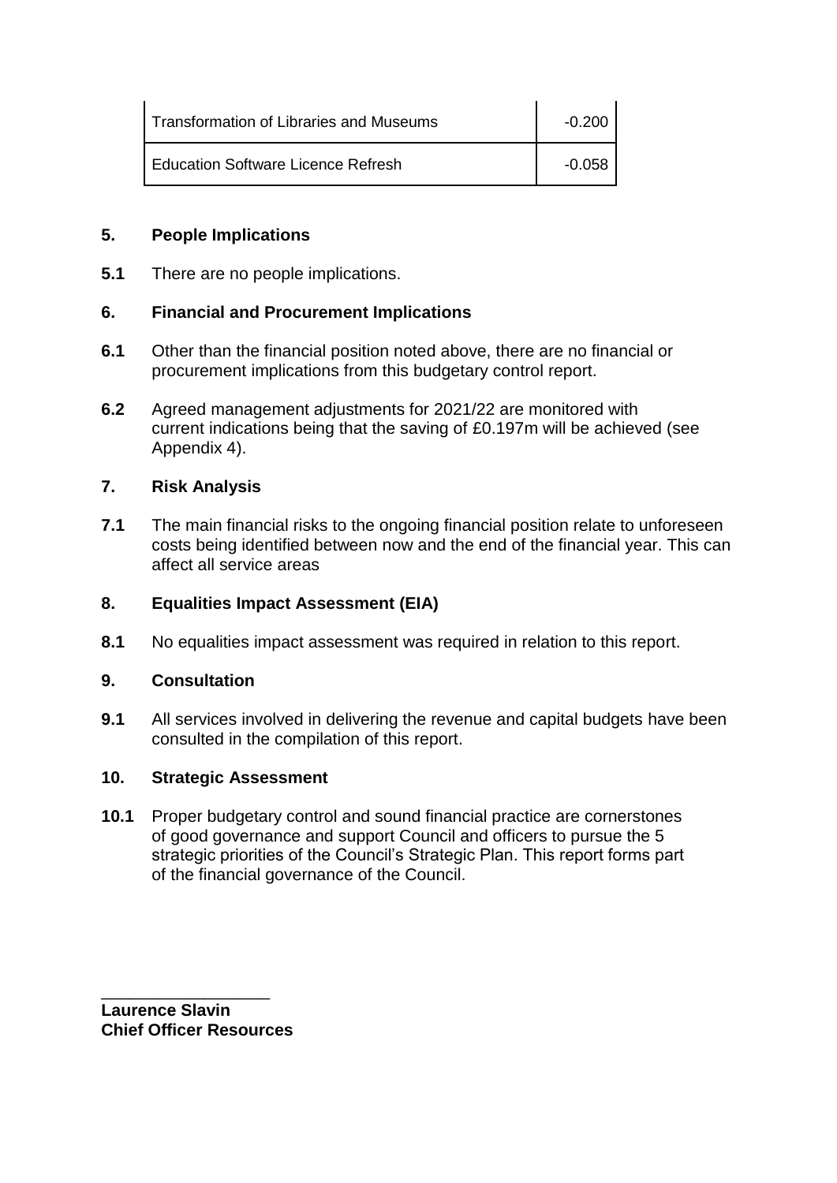| | |
|---|---|
| Transformation of Libraries and Museums | -0.200 |
| Education Software Licence Refresh | -0.058 |

## 5. People Implications

**5.1** There are no people implications.

## 6. Financial and Procurement Implications

**6.1** Other than the financial position noted above, there are no financial or procurement implications from this budgetary control report.

**6.2** Agreed management adjustments for 2021/22 are monitored with current indications being that the saving of £0.197m will be achieved (see Appendix 4).

## 7. Risk Analysis

**7.1** The main financial risks to the ongoing financial position relate to unforeseen costs being identified between now and the end of the financial year. This can affect all service areas

## 8. Equalities Impact Assessment (EIA)

**8.1** No equalities impact assessment was required in relation to this report.

## 9. Consultation

**9.1** All services involved in delivering the revenue and capital budgets have been consulted in the compilation of this report.

## 10. Strategic Assessment

**10.1** Proper budgetary control and sound financial practice are cornerstones of good governance and support Council and officers to pursue the 5 strategic priorities of the Council's Strategic Plan. This report forms part of the financial governance of the Council.

___________________

**Laurence Slavin**
**Chief Officer Resources**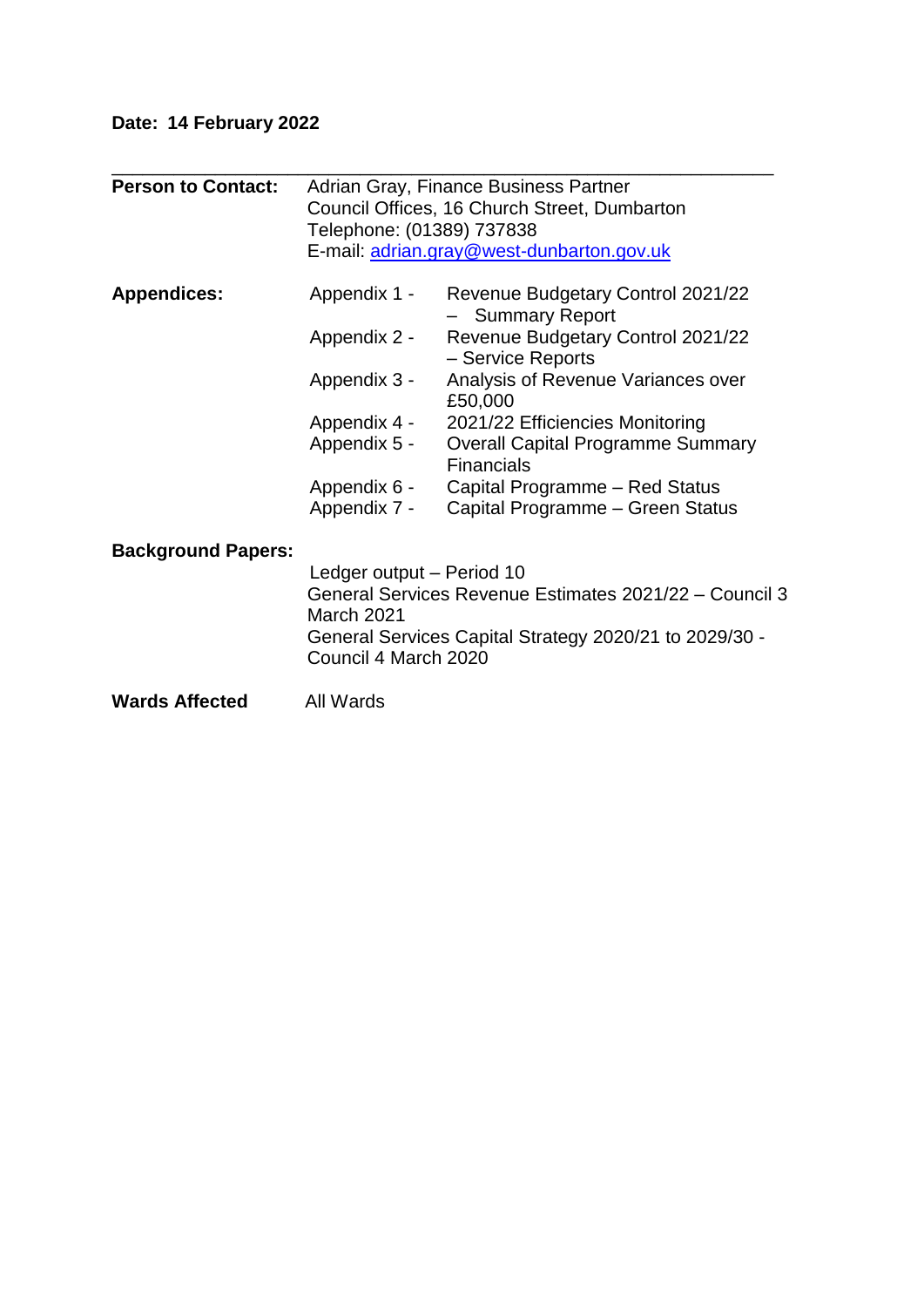**Date: 14 February 2022**

---

**Person to Contact:** Adrian Gray, Finance Business Partner
Council Offices, 16 Church Street, Dumbarton
Telephone: (01389) 737838
E-mail: adrian.gray@west-dunbarton.gov.uk

**Appendices:**

| | |
|---|---|
| Appendix 1 - | Revenue Budgetary Control 2021/22 – Summary Report |
| Appendix 2 - | Revenue Budgetary Control 2021/22 – Service Reports |
| Appendix 3 - | Analysis of Revenue Variances over £50,000 |
| Appendix 4 - | 2021/22 Efficiencies Monitoring |
| Appendix 5 - | Overall Capital Programme Summary Financials |
| Appendix 6 - | Capital Programme – Red Status |
| Appendix 7 - | Capital Programme – Green Status |

**Background Papers:**

Ledger output – Period 10
General Services Revenue Estimates 2021/22 – Council 3 March 2021
General Services Capital Strategy 2020/21 to 2029/30 - Council 4 March 2020

**Wards Affected** All Wards